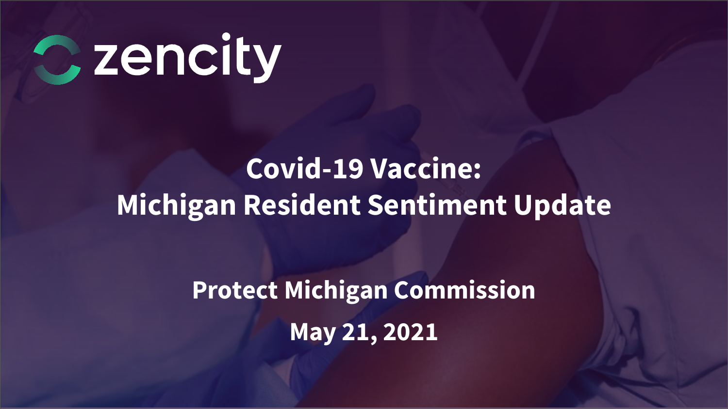zencity

# Covid-19 Vaccine: Michigan Resident Sentiment Update

**Protect Michigan Commission**

**May 21, 2021**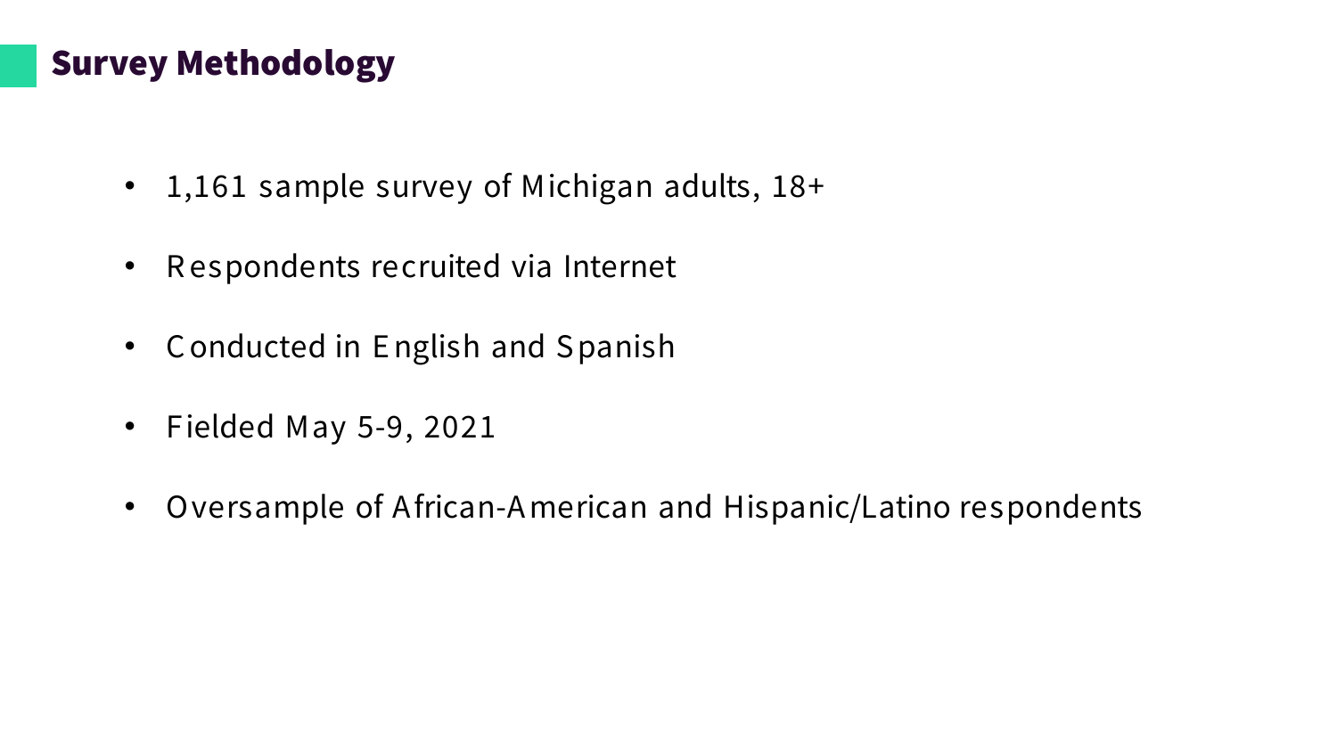## Survey Methodology

- 1,161 sample survey of Michigan adults, 18+
- Respondents recruited via Internet
- Conducted in English and Spanish
- Fielded May 5-9, 2021
- Oversample of African-American and Hispanic/Latino respondents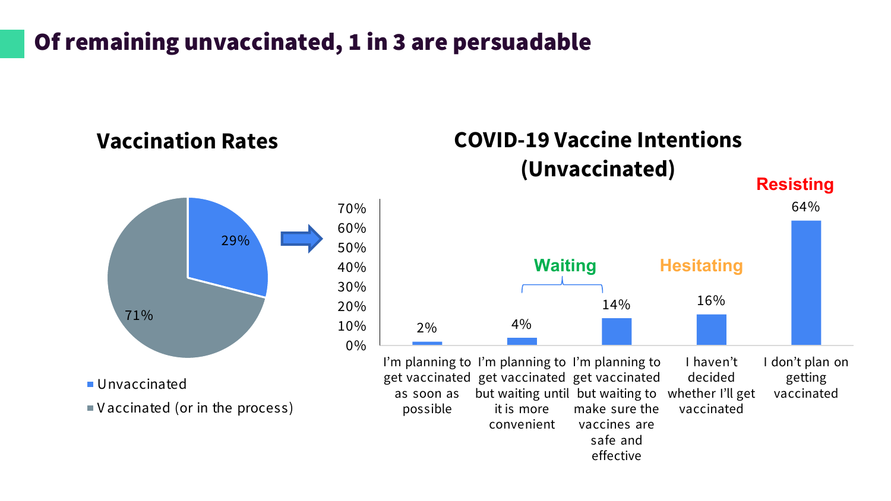# Of remaining unvaccinated, 1 in 3 are persuadable

### Vaccination Rates

| Status | Percentage |
|---|---|
| Unvaccinated | 29% |
| Vaccinated (or in the process) | 71% |

### COVID-19 Vaccine Intentions (Unvaccinated)

| Group | Intention | Percentage |
|---|---|---|
| | I'm planning to get vaccinated as soon as possible | 2% |
| Waiting | I'm planning to get vaccinated but waiting until it is more convenient | 4% |
| Waiting | I'm planning to get vaccinated but waiting to make sure the vaccines are safe and effective | 14% |
| Hesitating | I haven't decided whether I'll get vaccinated | 16% |
| Resisting | I don't plan on getting vaccinated | 64% |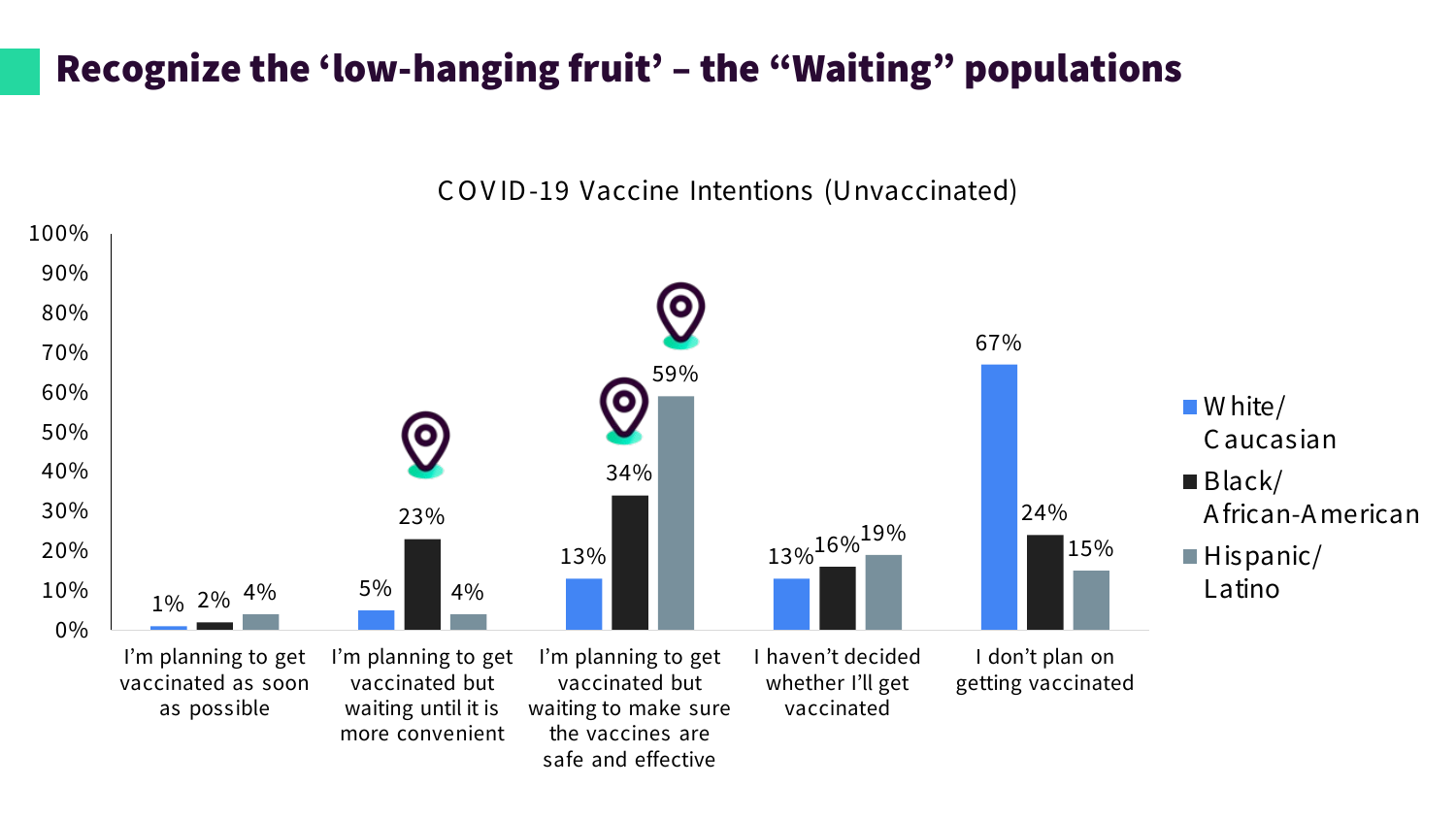# Recognize the 'low-hanging fruit' – the "Waiting" populations

COVID-19 Vaccine Intentions (Unvaccinated)

| | White/ Caucasian | Black/ African-American | Hispanic/ Latino |
|---|---|---|---|
| I'm planning to get vaccinated as soon as possible | 1% | 2% | 4% |
| I'm planning to get vaccinated but waiting until it is more convenient | 5% | 23% | 4% |
| I'm planning to get vaccinated but waiting to make sure the vaccines are safe and effective | 13% | 34% | 59% |
| I haven't decided whether I'll get vaccinated | 13% | 16% | 19% |
| I don't plan on getting vaccinated | 67% | 24% | 15% |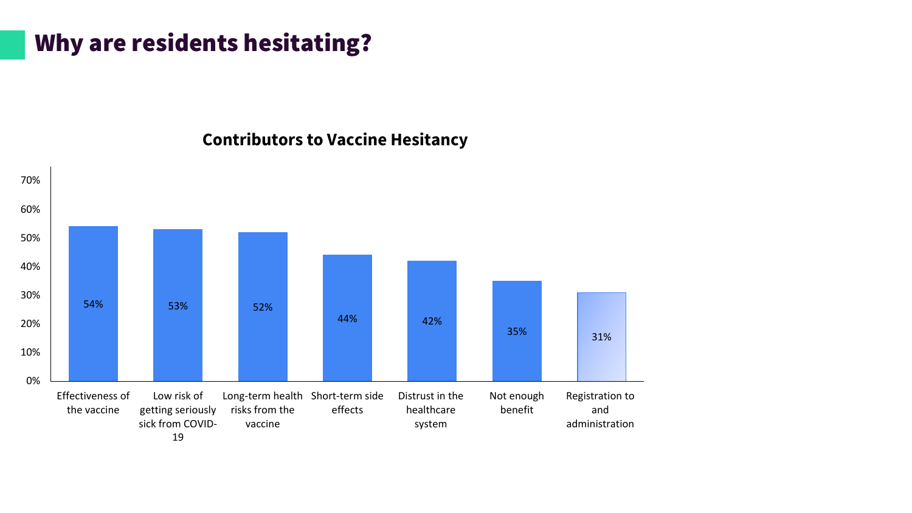# Why are residents hesitating?

**Contributors to Vaccine Hesitancy**

| Contributor | Percentage |
|---|---|
| Effectiveness of the vaccine | 54% |
| Low risk of getting seriously sick from COVID-19 | 53% |
| Long-term health risks from the vaccine | 52% |
| Short-term side effects | 44% |
| Distrust in the healthcare system | 42% |
| Not enough benefit | 35% |
| Registration to and administration | 31% |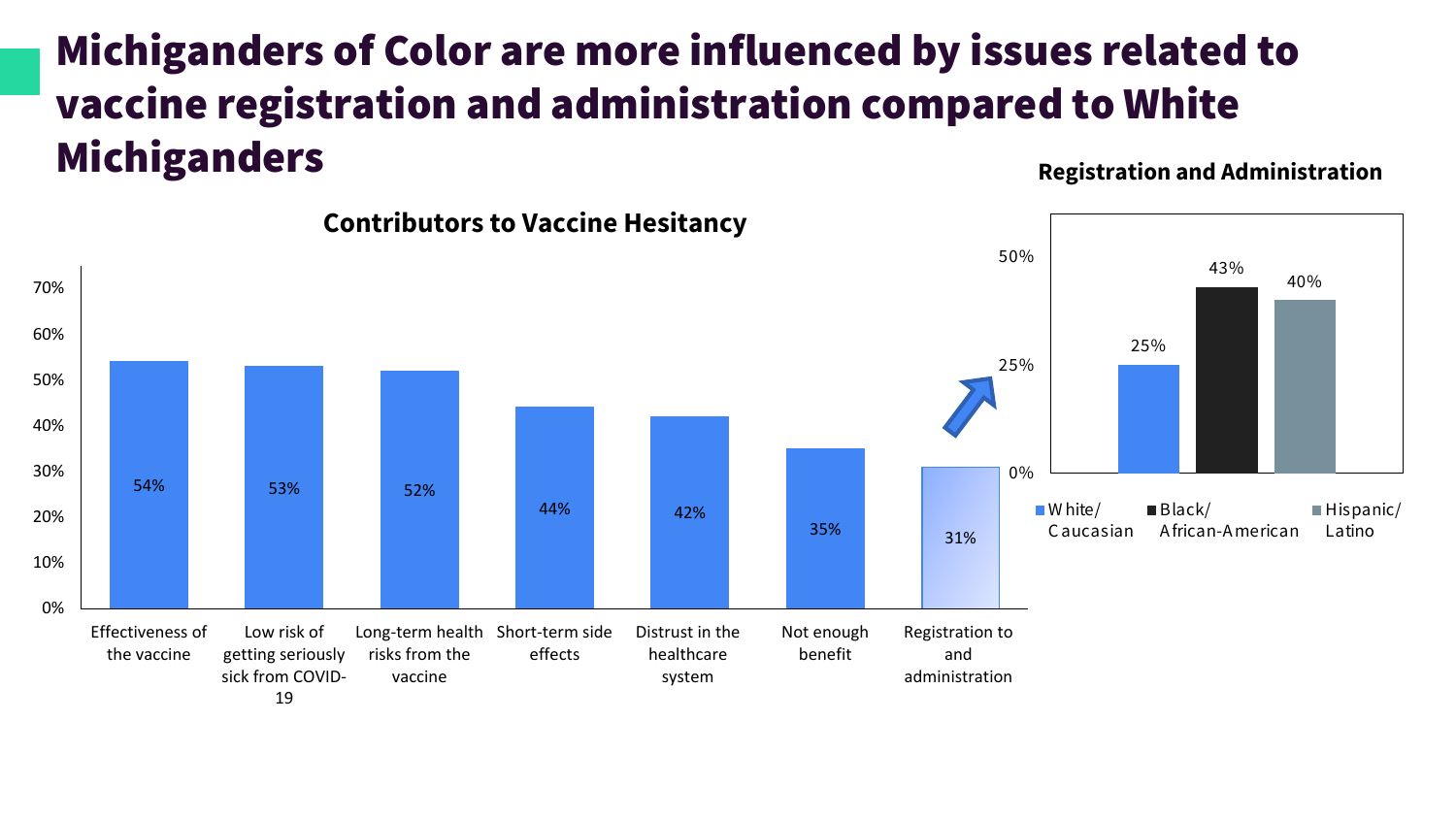# Michiganders of Color are more influenced by issues related to vaccine registration and administration compared to White Michiganders

### Contributors to Vaccine Hesitancy

| Contributor | Percentage |
|---|---|
| Effectiveness of the vaccine | 54% |
| Low risk of getting seriously sick from COVID-19 | 53% |
| Long-term health risks from the vaccine | 52% |
| Short-term side effects | 44% |
| Distrust in the healthcare system | 42% |
| Not enough benefit | 35% |
| Registration to and administration | 31% |

### Registration and Administration

| Group | Percentage |
|---|---|
| White/ Caucasian | 25% |
| Black/ African-American | 43% |
| Hispanic/ Latino | 40% |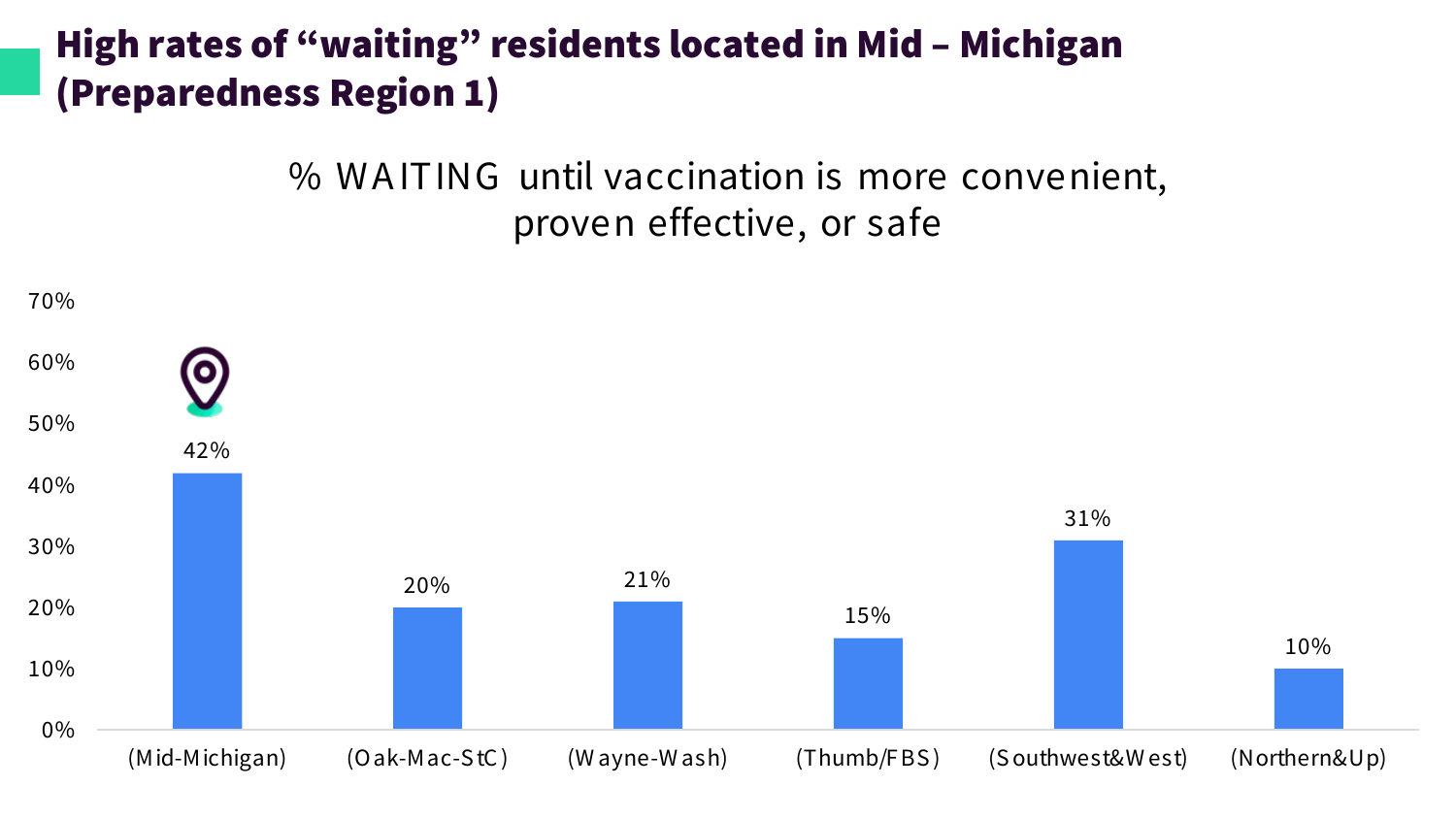# High rates of "waiting" residents located in Mid – Michigan (Preparedness Region 1)

% WAITING until vaccination is more convenient, proven effective, or safe

| Region | % Waiting |
|---|---|
| (Mid-Michigan) | 42% |
| (Oak-Mac-StC) | 20% |
| (Wayne-Wash) | 21% |
| (Thumb/FBS) | 15% |
| (Southwest&West) | 31% |
| (Northern&Up) | 10% |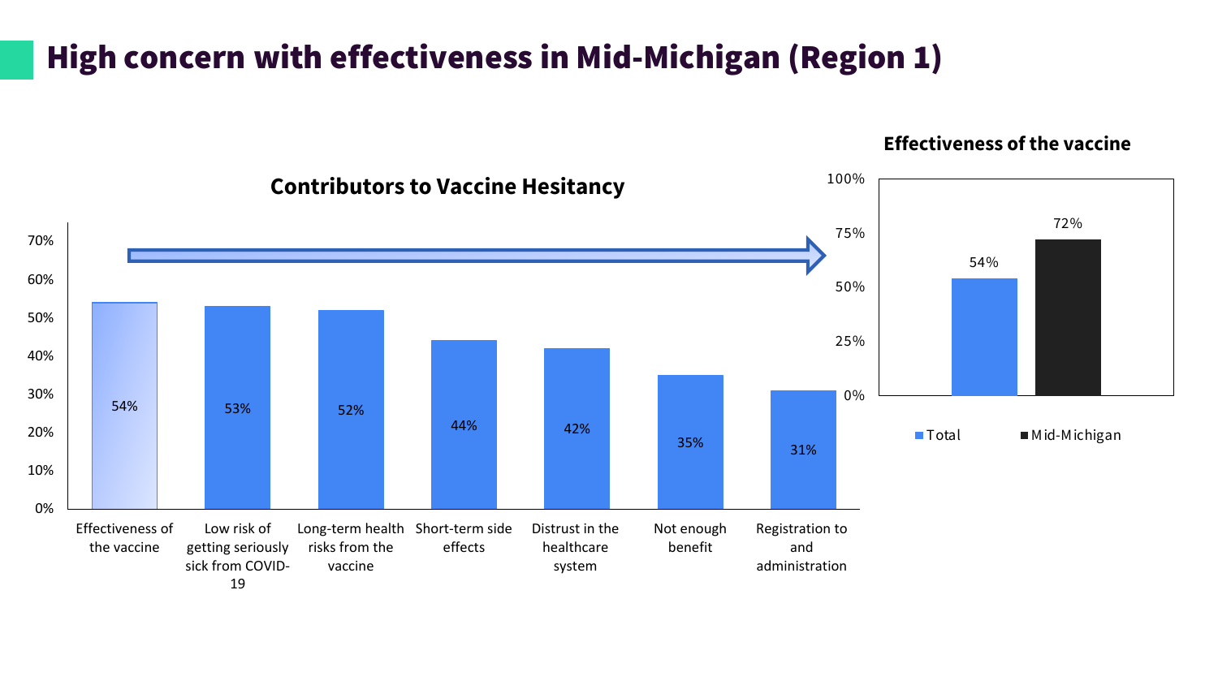# High concern with effectiveness in Mid-Michigan (Region 1)

## Contributors to Vaccine Hesitancy

| Contributor | Percentage |
| --- | --- |
| Effectiveness of the vaccine | 54% |
| Low risk of getting seriously sick from COVID-19 | 53% |
| Long-term health risks from the vaccine | 52% |
| Short-term side effects | 44% |
| Distrust in the healthcare system | 42% |
| Not enough benefit | 35% |
| Registration to and administration | 31% |

## Effectiveness of the vaccine

| | Total | Mid-Michigan |
| --- | --- | --- |
| Effectiveness of the vaccine | 54% | 72% |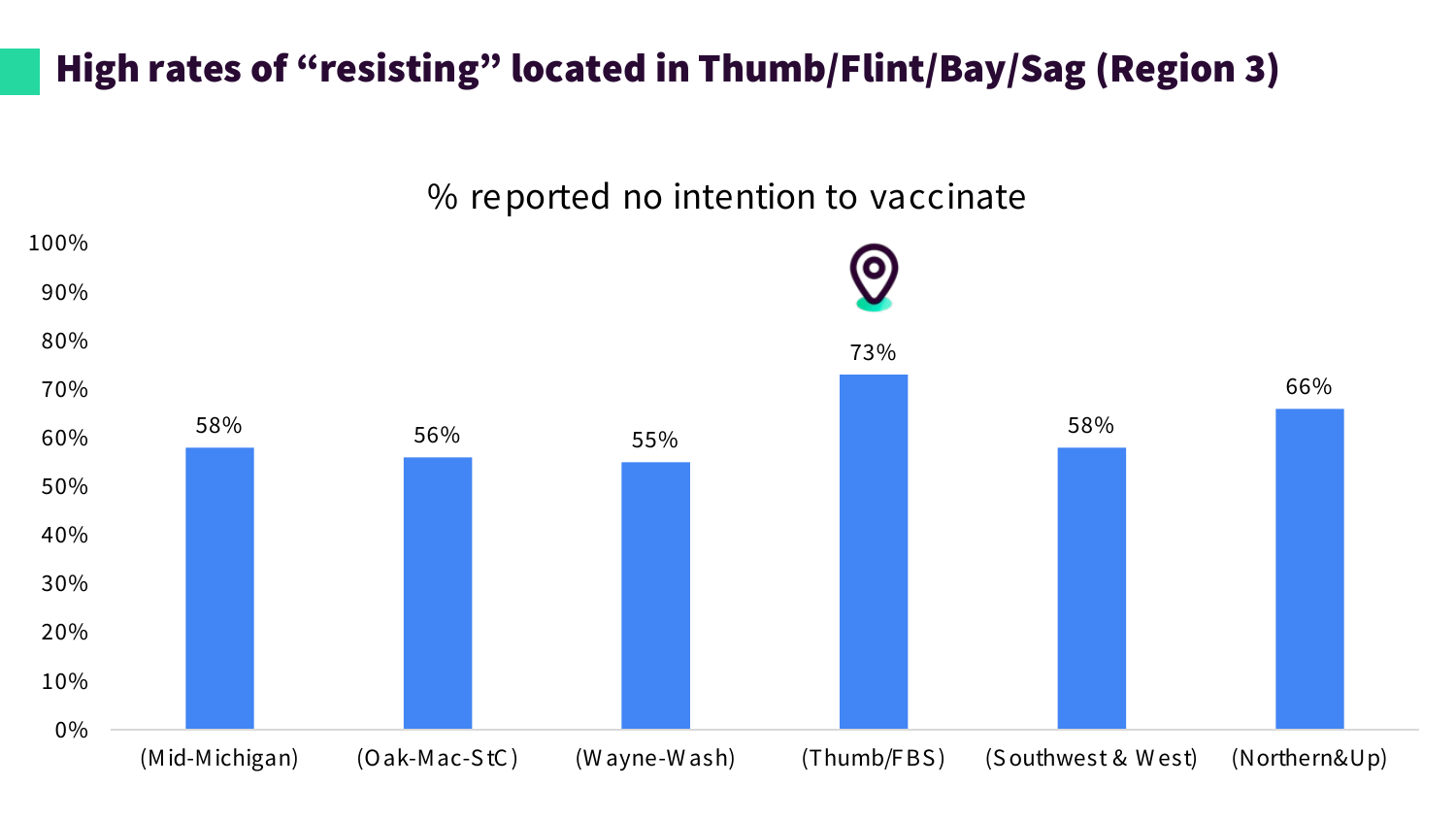# High rates of “resisting” located in Thumb/Flint/Bay/Sag (Region 3)

% reported no intention to vaccinate

| Region | % reported no intention to vaccinate |
| --- | --- |
| (Mid-Michigan) | 58% |
| (Oak-Mac-StC) | 56% |
| (Wayne-Wash) | 55% |
| (Thumb/FBS) | 73% |
| (Southwest & West) | 58% |
| (Northern&Up) | 66% |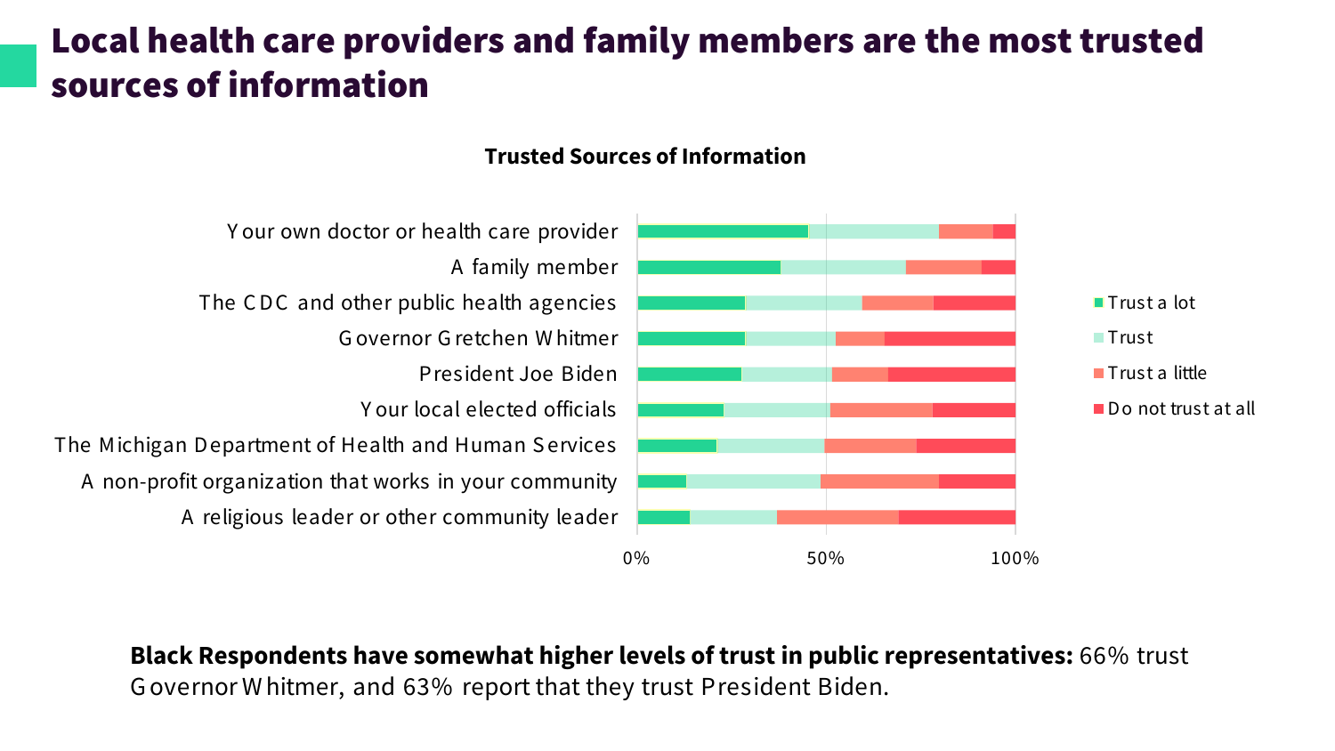# Local health care providers and family members are the most trusted sources of information

**Trusted Sources of Information**

- Your own doctor or health care provider
- A family member
- The CDC and other public health agencies
- Governor Gretchen Whitmer
- President Joe Biden
- Your local elected officials
- The Michigan Department of Health and Human Services
- A non-profit organization that works in your community
- A religious leader or other community leader

0% 50% 100%

Trust a lot | Trust | Trust a little | Do not trust at all

**Black Respondents have somewhat higher levels of trust in public representatives:** 66% trust Governor Whitmer, and 63% report that they trust President Biden.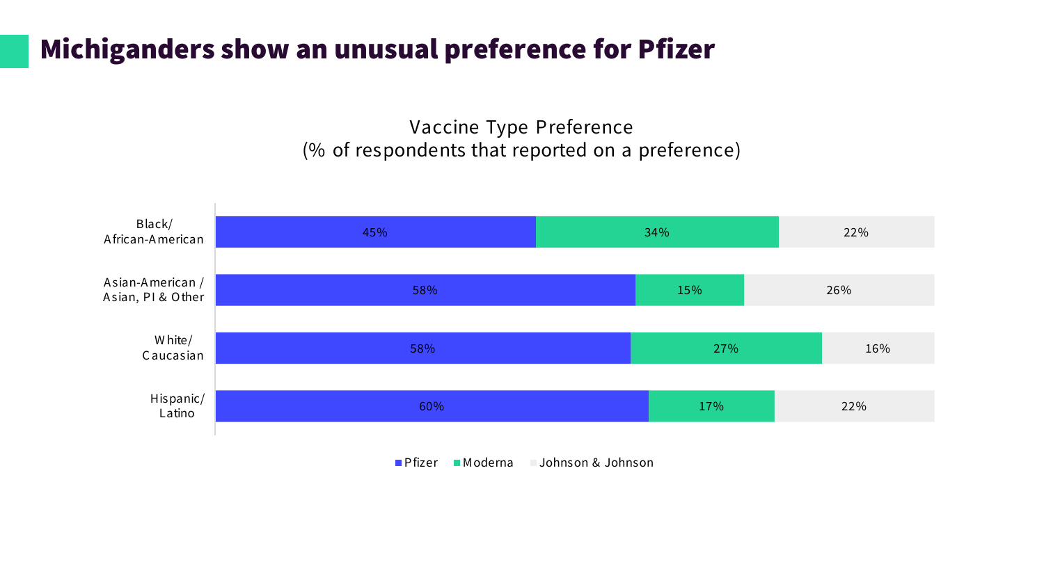# Michiganders show an unusual preference for Pfizer

Vaccine Type Preference
(% of respondents that reported on a preference)

| | Pfizer | Moderna | Johnson & Johnson |
|---|---|---|---|
| Black/ African-American | 45% | 34% | 22% |
| Asian-American / Asian, PI & Other | 58% | 15% | 26% |
| White/ Caucasian | 58% | 27% | 16% |
| Hispanic/ Latino | 60% | 17% | 22% |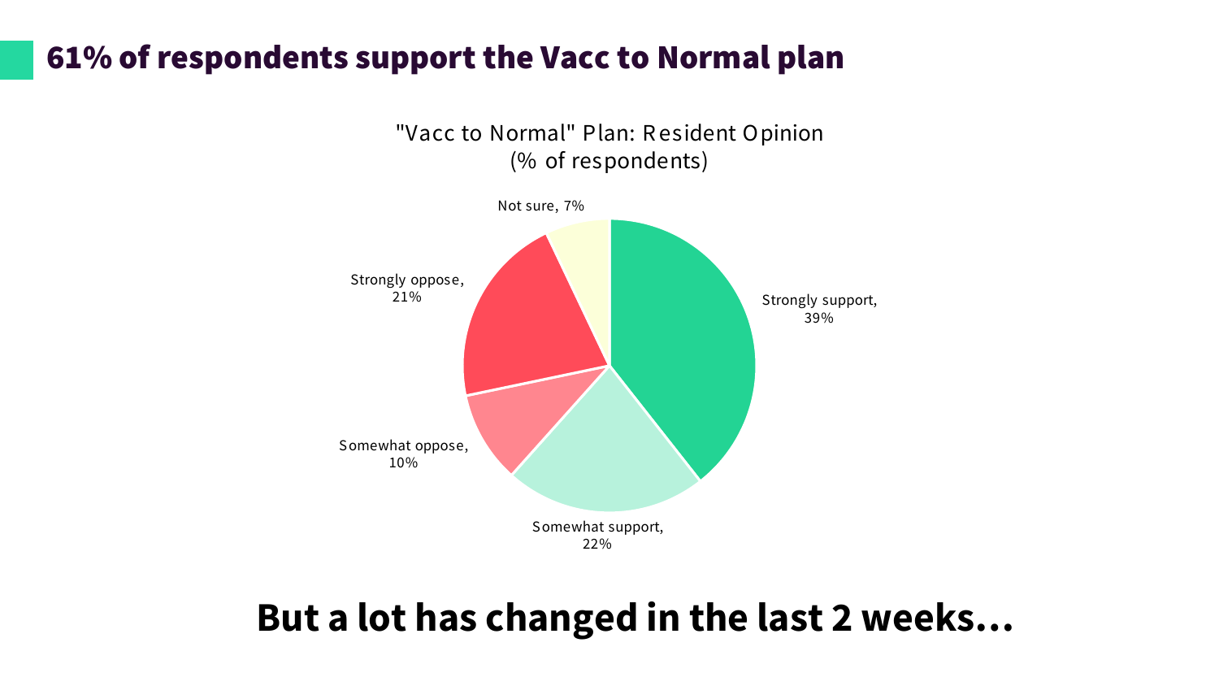# 61% of respondents support the Vacc to Normal plan

"Vacc to Normal" Plan: Resident Opinion
(% of respondents)

| Response | % of respondents |
| --- | --- |
| Strongly support | 39% |
| Somewhat support | 22% |
| Somewhat oppose | 10% |
| Strongly oppose | 21% |
| Not sure | 7% |

**But a lot has changed in the last 2 weeks…**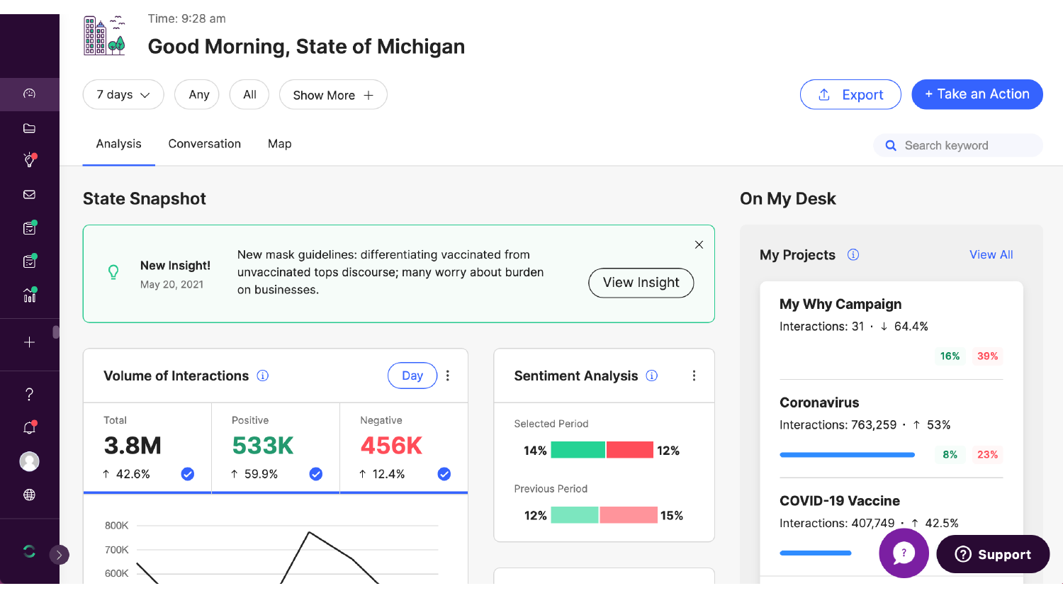Time: 9:28 am

# Good Morning, State of Michigan

7 days | Any | All | Show More +

Export | + Take an Action

Analysis | Conversation | Map

Search keyword

## State Snapshot

**New Insight!**
May 20, 2021

New mask guidelines: differentiating vaccinated from unvaccinated tops discourse; many worry about burden on businesses.

View Insight

### Volume of Interactions

Day

| Total | Positive | Negative |
| --- | --- | --- |
| 3.8M | 533K | 456K |
| ↑ 42.6% | ↑ 59.9% | ↑ 12.4% |

800K
700K
600K

### Sentiment Analysis

Selected Period

14% | 12%

Previous Period

12% | 15%

## On My Desk

### My Projects

View All

**My Why Campaign**
Interactions: 31 · ↓ 64.4%
16% 39%

**Coronavirus**
Interactions: 763,259 · ↑ 53%
8% 23%

**COVID-19 Vaccine**
Interactions: 407,749 · ↑ 42.5%

Support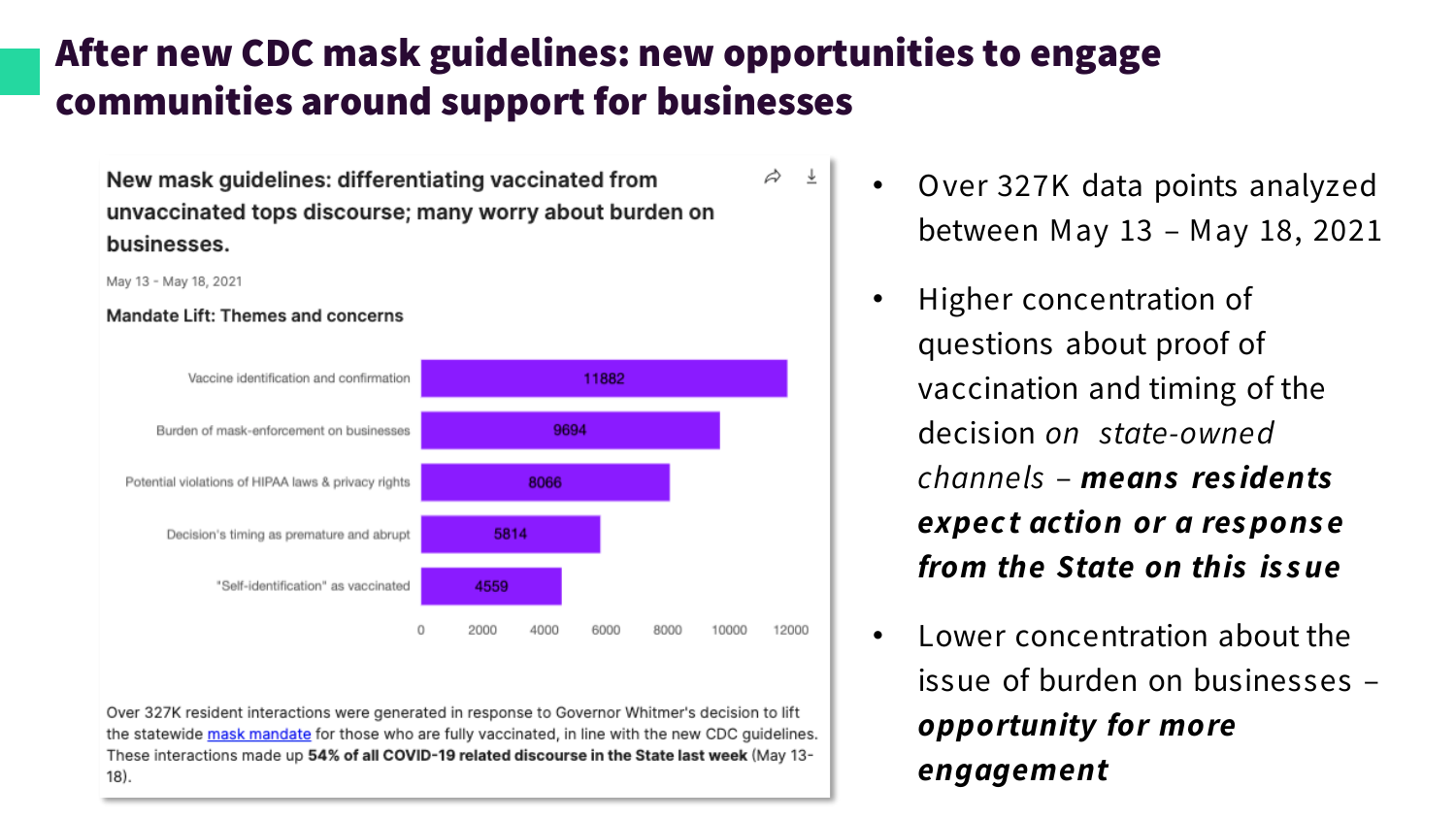# After new CDC mask guidelines: new opportunities to engage communities around support for businesses

**New mask guidelines: differentiating vaccinated from unvaccinated tops discourse; many worry about burden on businesses.**

May 13 - May 18, 2021

**Mandate Lift: Themes and concerns**

| Theme | Count |
| --- | --- |
| Vaccine identification and confirmation | 11882 |
| Burden of mask-enforcement on businesses | 9694 |
| Potential violations of HIPAA laws & privacy rights | 8066 |
| Decision's timing as premature and abrupt | 5814 |
| "Self-identification" as vaccinated | 4559 |

Over 327K resident interactions were generated in response to Governor Whitmer's decision to lift the statewide mask mandate for those who are fully vaccinated, in line with the new CDC guidelines. These interactions made up **54% of all COVID-19 related discourse in the State last week** (May 13-18).

- Over 327K data points analyzed between May 13 – May 18, 2021
- Higher concentration of questions about proof of vaccination and timing of the decision *on state-owned channels* – ***means residents expect action or a response from the State on this issue***
- Lower concentration about the issue of burden on businesses – ***opportunity for more engagement***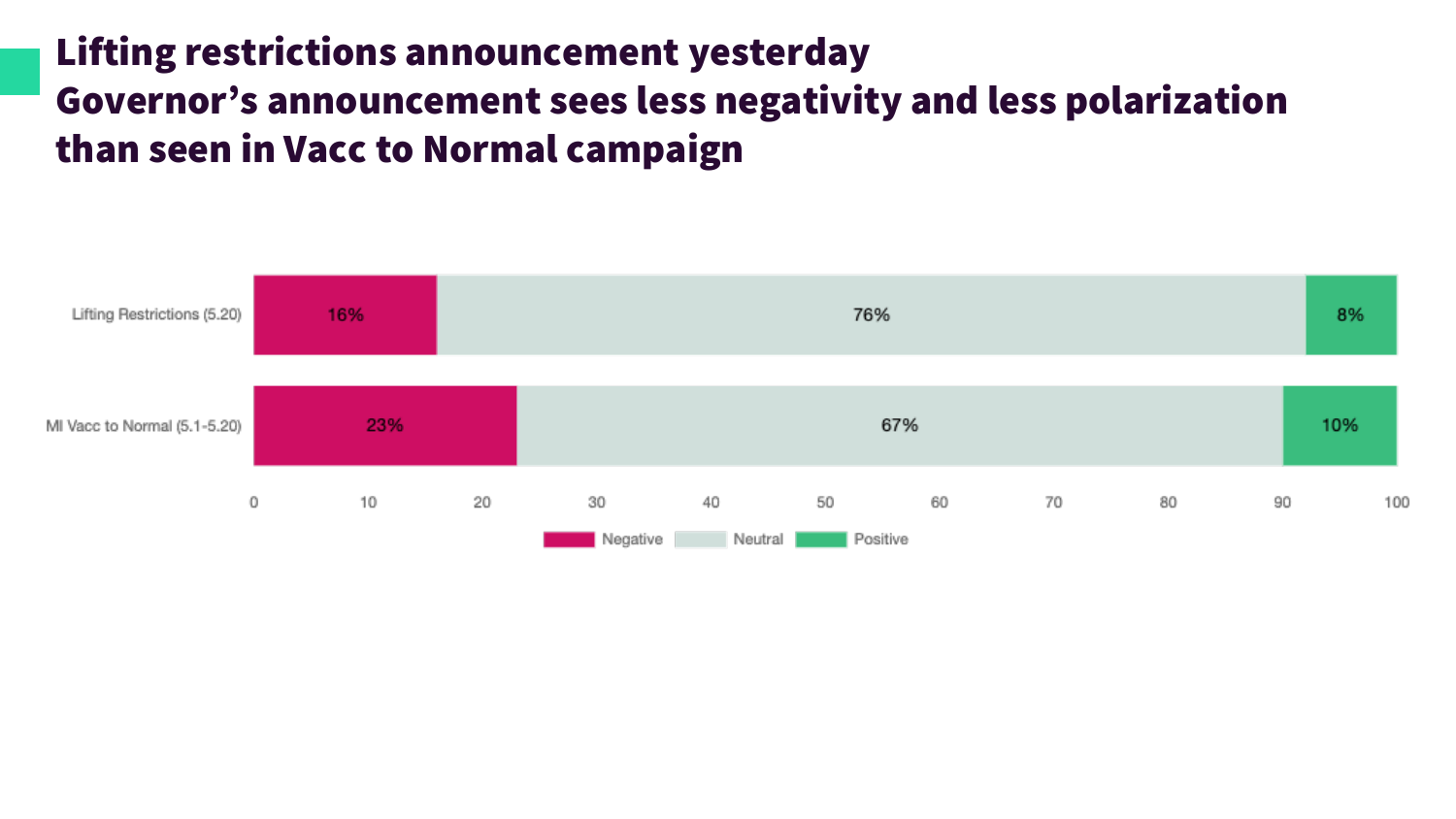# Lifting restrictions announcement yesterday
# Governor’s announcement sees less negativity and less polarization than seen in Vacc to Normal campaign

| | Negative | Neutral | Positive |
|---|---|---|---|
| Lifting Restrictions (5.20) | 16% | 76% | 8% |
| MI Vacc to Normal (5.1-5.20) | 23% | 67% | 10% |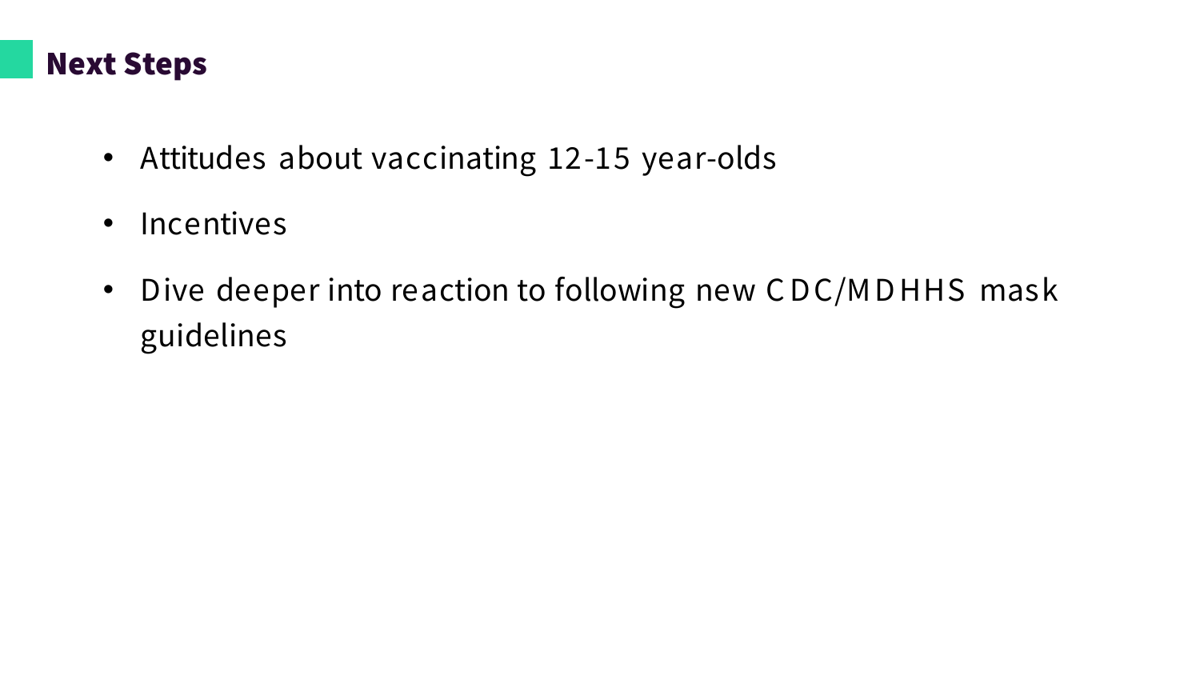## Next Steps

- Attitudes about vaccinating 12-15 year-olds
- Incentives
- Dive deeper into reaction to following new CDC/MDHHS mask guidelines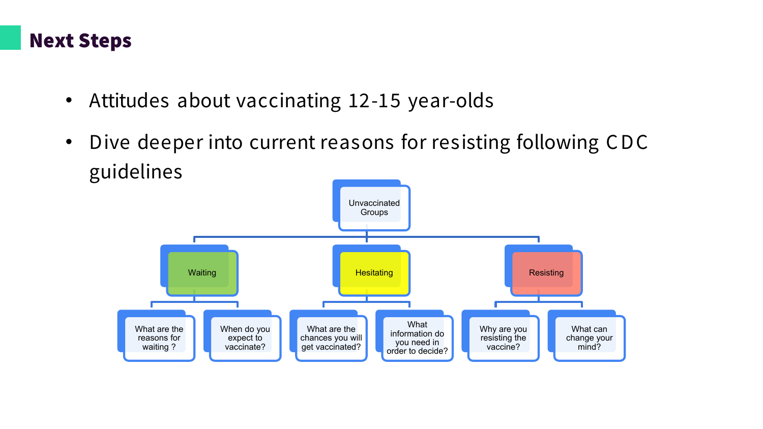# Next Steps

- Attitudes about vaccinating 12-15 year-olds
- Dive deeper into current reasons for resisting following CDC guidelines

Unvaccinated Groups

Waiting

Hesitating

Resisting

What are the reasons for waiting ?

When do you expect to vaccinate?

What are the chances you will get vaccinated?

What information do you need in order to decide?

Why are you resisting the vaccine?

What can change your mind?